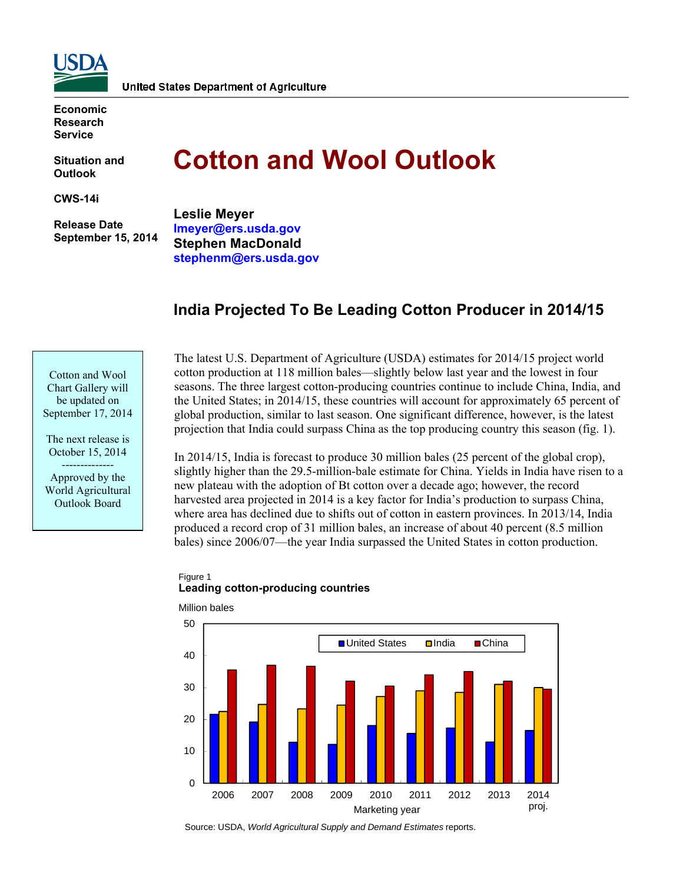United States Department of Agriculture

Economic Research Service

Situation and Outlook

CWS-14i

Release Date September 15, 2014

# Cotton and Wool Outlook

**Leslie Meyer**
lmeyer@ers.usda.gov
**Stephen MacDonald**
stephenm@ers.usda.gov

## India Projected To Be Leading Cotton Producer in 2014/15

Cotton and Wool Chart Gallery will be updated on September 17, 2014

The next release is October 15, 2014

--------------

Approved by the World Agricultural Outlook Board

The latest U.S. Department of Agriculture (USDA) estimates for 2014/15 project world cotton production at 118 million bales—slightly below last year and the lowest in four seasons. The three largest cotton-producing countries continue to include China, India, and the United States; in 2014/15, these countries will account for approximately 65 percent of global production, similar to last season. One significant difference, however, is the latest projection that India could surpass China as the top producing country this season (fig. 1).

In 2014/15, India is forecast to produce 30 million bales (25 percent of the global crop), slightly higher than the 29.5-million-bale estimate for China. Yields in India have risen to a new plateau with the adoption of Bt cotton over a decade ago; however, the record harvested area projected in 2014 is a key factor for India's production to surpass China, where area has declined due to shifts out of cotton in eastern provinces. In 2013/14, India produced a record crop of 31 million bales, an increase of about 40 percent (8.5 million bales) since 2006/07—the year India surpassed the United States in cotton production.

Figure 1
**Leading cotton-producing countries**

Million bales

Marketing year: 2006, 2007, 2008, 2009, 2010, 2011, 2012, 2013, 2014 proj.

Legend: United States, India, China

Source: USDA, *World Agricultural Supply and Demand Estimates* reports.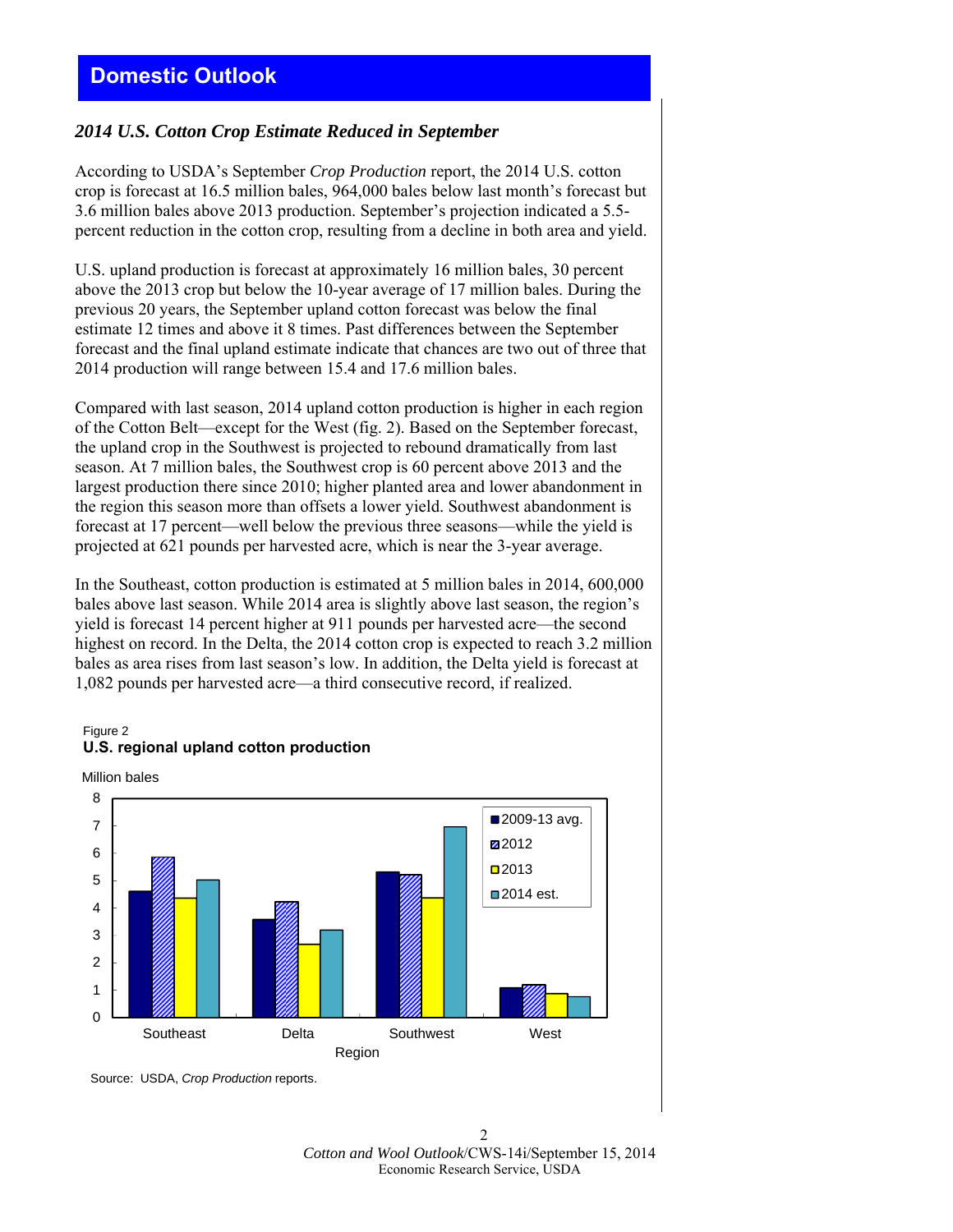# Domestic Outlook

## *2014 U.S. Cotton Crop Estimate Reduced in September*

According to USDA's September *Crop Production* report, the 2014 U.S. cotton crop is forecast at 16.5 million bales, 964,000 bales below last month's forecast but 3.6 million bales above 2013 production. September's projection indicated a 5.5-percent reduction in the cotton crop, resulting from a decline in both area and yield.

U.S. upland production is forecast at approximately 16 million bales, 30 percent above the 2013 crop but below the 10-year average of 17 million bales. During the previous 20 years, the September upland cotton forecast was below the final estimate 12 times and above it 8 times. Past differences between the September forecast and the final upland estimate indicate that chances are two out of three that 2014 production will range between 15.4 and 17.6 million bales.

Compared with last season, 2014 upland cotton production is higher in each region of the Cotton Belt—except for the West (fig. 2). Based on the September forecast, the upland crop in the Southwest is projected to rebound dramatically from last season. At 7 million bales, the Southwest crop is 60 percent above 2013 and the largest production there since 2010; higher planted area and lower abandonment in the region this season more than offsets a lower yield. Southwest abandonment is forecast at 17 percent—well below the previous three seasons—while the yield is projected at 621 pounds per harvested acre, which is near the 3-year average.

In the Southeast, cotton production is estimated at 5 million bales in 2014, 600,000 bales above last season. While 2014 area is slightly above last season, the region's yield is forecast 14 percent higher at 911 pounds per harvested acre—the second highest on record. In the Delta, the 2014 cotton crop is expected to reach 3.2 million bales as area rises from last season's low. In addition, the Delta yield is forecast at 1,082 pounds per harvested acre—a third consecutive record, if realized.

Figure 2
**U.S. regional upland cotton production**

Million bales

| Region | 2009-13 avg. | 2012 | 2013 | 2014 est. |
|---|---|---|---|---|
| Southeast | 4.6 | 5.9 | 4.4 | 5.0 |
| Delta | 3.6 | 4.2 | 2.7 | 3.2 |
| Southwest | 5.3 | 5.2 | 4.4 | 7.0 |
| West | 1.1 | 1.2 | 0.9 | 0.8 |

Source: USDA, *Crop Production* reports.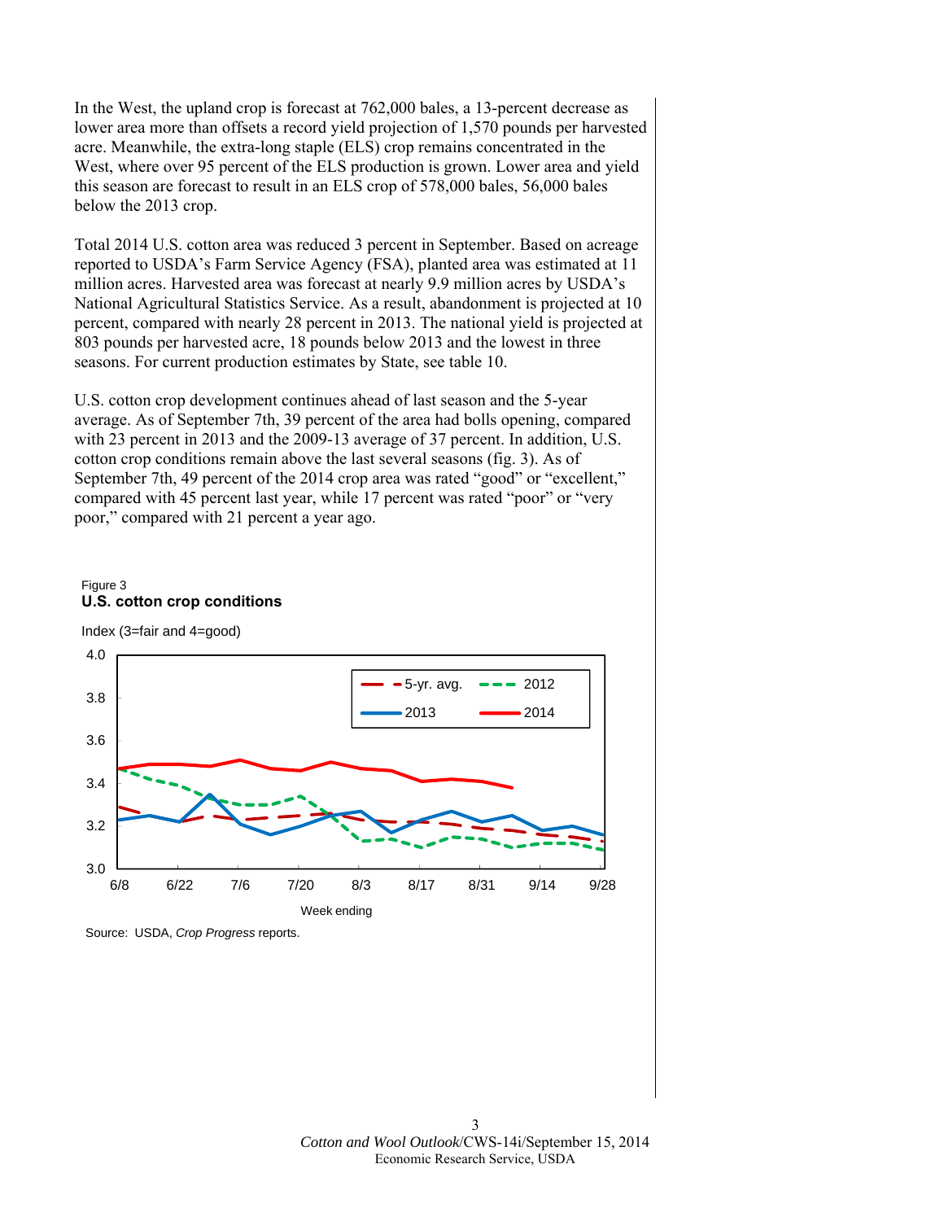In the West, the upland crop is forecast at 762,000 bales, a 13-percent decrease as lower area more than offsets a record yield projection of 1,570 pounds per harvested acre. Meanwhile, the extra-long staple (ELS) crop remains concentrated in the West, where over 95 percent of the ELS production is grown. Lower area and yield this season are forecast to result in an ELS crop of 578,000 bales, 56,000 bales below the 2013 crop.

Total 2014 U.S. cotton area was reduced 3 percent in September. Based on acreage reported to USDA's Farm Service Agency (FSA), planted area was estimated at 11 million acres. Harvested area was forecast at nearly 9.9 million acres by USDA's National Agricultural Statistics Service. As a result, abandonment is projected at 10 percent, compared with nearly 28 percent in 2013. The national yield is projected at 803 pounds per harvested acre, 18 pounds below 2013 and the lowest in three seasons. For current production estimates by State, see table 10.

U.S. cotton crop development continues ahead of last season and the 5-year average. As of September 7th, 39 percent of the area had bolls opening, compared with 23 percent in 2013 and the 2009-13 average of 37 percent. In addition, U.S. cotton crop conditions remain above the last several seasons (fig. 3). As of September 7th, 49 percent of the 2014 crop area was rated "good" or "excellent," compared with 45 percent last year, while 17 percent was rated "poor" or "very poor," compared with 21 percent a year ago.

Figure 3
**U.S. cotton crop conditions**

Index (3=fair and 4=good)

Week ending

Source: USDA, *Crop Progress* reports.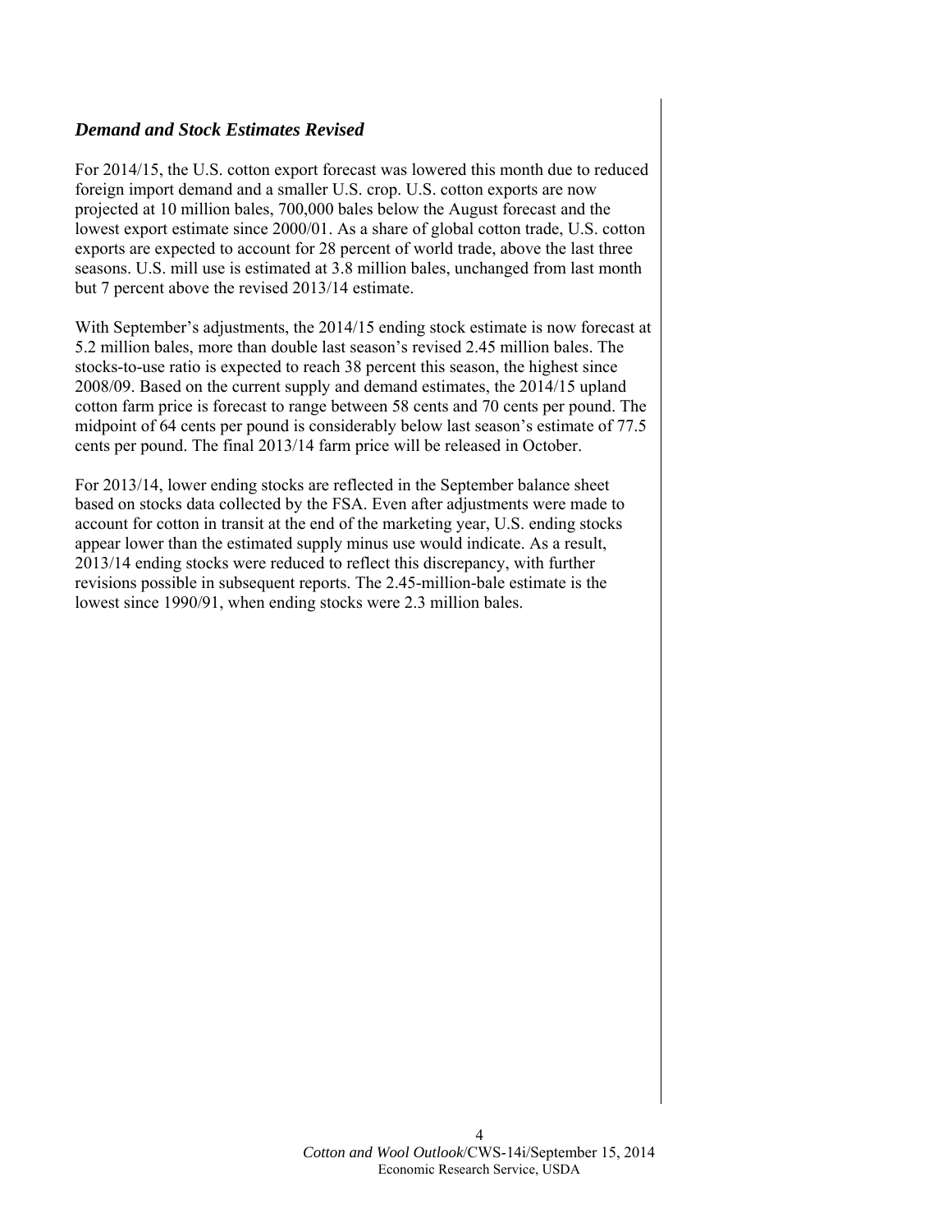### *Demand and Stock Estimates Revised*

For 2014/15, the U.S. cotton export forecast was lowered this month due to reduced foreign import demand and a smaller U.S. crop. U.S. cotton exports are now projected at 10 million bales, 700,000 bales below the August forecast and the lowest export estimate since 2000/01. As a share of global cotton trade, U.S. cotton exports are expected to account for 28 percent of world trade, above the last three seasons. U.S. mill use is estimated at 3.8 million bales, unchanged from last month but 7 percent above the revised 2013/14 estimate.

With September's adjustments, the 2014/15 ending stock estimate is now forecast at 5.2 million bales, more than double last season's revised 2.45 million bales. The stocks-to-use ratio is expected to reach 38 percent this season, the highest since 2008/09. Based on the current supply and demand estimates, the 2014/15 upland cotton farm price is forecast to range between 58 cents and 70 cents per pound. The midpoint of 64 cents per pound is considerably below last season's estimate of 77.5 cents per pound. The final 2013/14 farm price will be released in October.

For 2013/14, lower ending stocks are reflected in the September balance sheet based on stocks data collected by the FSA. Even after adjustments were made to account for cotton in transit at the end of the marketing year, U.S. ending stocks appear lower than the estimated supply minus use would indicate. As a result, 2013/14 ending stocks were reduced to reflect this discrepancy, with further revisions possible in subsequent reports. The 2.45-million-bale estimate is the lowest since 1990/91, when ending stocks were 2.3 million bales.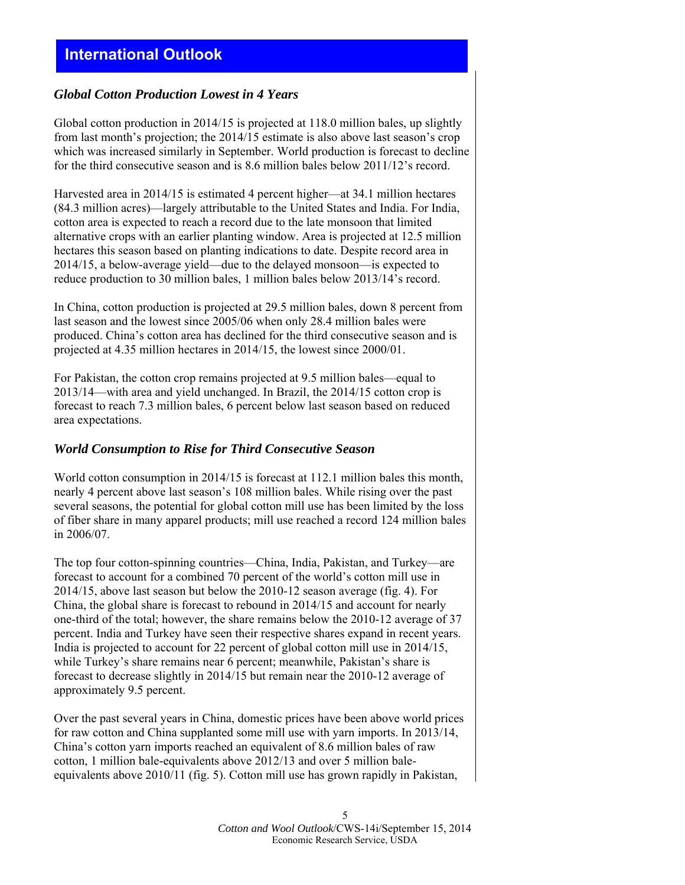# International Outlook

### *Global Cotton Production Lowest in 4 Years*

Global cotton production in 2014/15 is projected at 118.0 million bales, up slightly from last month's projection; the 2014/15 estimate is also above last season's crop which was increased similarly in September. World production is forecast to decline for the third consecutive season and is 8.6 million bales below 2011/12's record.

Harvested area in 2014/15 is estimated 4 percent higher—at 34.1 million hectares (84.3 million acres)—largely attributable to the United States and India. For India, cotton area is expected to reach a record due to the late monsoon that limited alternative crops with an earlier planting window. Area is projected at 12.5 million hectares this season based on planting indications to date. Despite record area in 2014/15, a below-average yield—due to the delayed monsoon—is expected to reduce production to 30 million bales, 1 million bales below 2013/14's record.

In China, cotton production is projected at 29.5 million bales, down 8 percent from last season and the lowest since 2005/06 when only 28.4 million bales were produced. China's cotton area has declined for the third consecutive season and is projected at 4.35 million hectares in 2014/15, the lowest since 2000/01.

For Pakistan, the cotton crop remains projected at 9.5 million bales—equal to 2013/14—with area and yield unchanged. In Brazil, the 2014/15 cotton crop is forecast to reach 7.3 million bales, 6 percent below last season based on reduced area expectations.

### *World Consumption to Rise for Third Consecutive Season*

World cotton consumption in 2014/15 is forecast at 112.1 million bales this month, nearly 4 percent above last season's 108 million bales. While rising over the past several seasons, the potential for global cotton mill use has been limited by the loss of fiber share in many apparel products; mill use reached a record 124 million bales in 2006/07.

The top four cotton-spinning countries—China, India, Pakistan, and Turkey—are forecast to account for a combined 70 percent of the world's cotton mill use in 2014/15, above last season but below the 2010-12 season average (fig. 4). For China, the global share is forecast to rebound in 2014/15 and account for nearly one-third of the total; however, the share remains below the 2010-12 average of 37 percent. India and Turkey have seen their respective shares expand in recent years. India is projected to account for 22 percent of global cotton mill use in 2014/15, while Turkey's share remains near 6 percent; meanwhile, Pakistan's share is forecast to decrease slightly in 2014/15 but remain near the 2010-12 average of approximately 9.5 percent.

Over the past several years in China, domestic prices have been above world prices for raw cotton and China supplanted some mill use with yarn imports. In 2013/14, China's cotton yarn imports reached an equivalent of 8.6 million bales of raw cotton, 1 million bale-equivalents above 2012/13 and over 5 million bale-equivalents above 2010/11 (fig. 5). Cotton mill use has grown rapidly in Pakistan,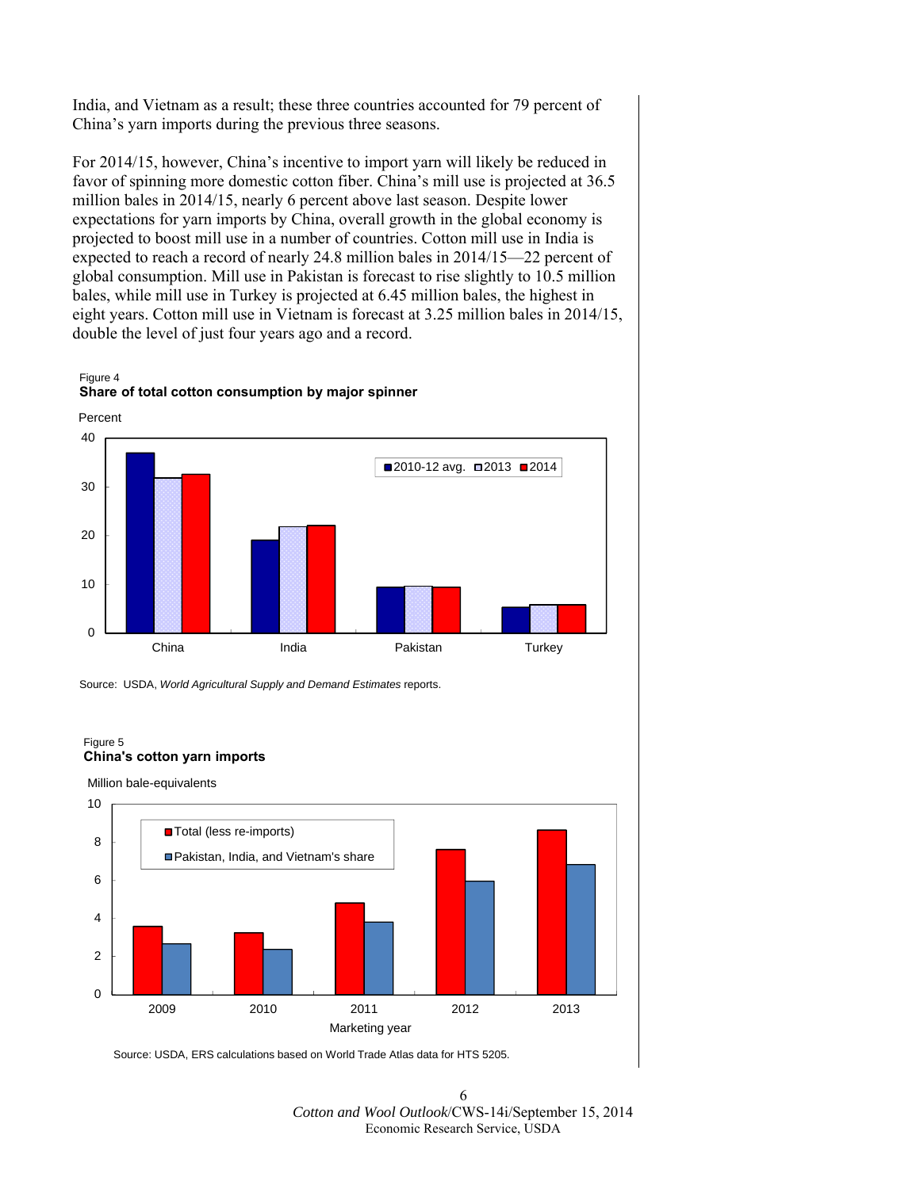India, and Vietnam as a result; these three countries accounted for 79 percent of China's yarn imports during the previous three seasons.

For 2014/15, however, China's incentive to import yarn will likely be reduced in favor of spinning more domestic cotton fiber. China's mill use is projected at 36.5 million bales in 2014/15, nearly 6 percent above last season. Despite lower expectations for yarn imports by China, overall growth in the global economy is projected to boost mill use in a number of countries. Cotton mill use in India is expected to reach a record of nearly 24.8 million bales in 2014/15—22 percent of global consumption. Mill use in Pakistan is forecast to rise slightly to 10.5 million bales, while mill use in Turkey is projected at 6.45 million bales, the highest in eight years. Cotton mill use in Vietnam is forecast at 3.25 million bales in 2014/15, double the level of just four years ago and a record.

Figure 4
**Share of total cotton consumption by major spinner**

Percent

Legend: 2010-12 avg., 2013, 2014

Categories: China, India, Pakistan, Turkey

Source: USDA, *World Agricultural Supply and Demand Estimates* reports.

Figure 5
**China's cotton yarn imports**

Million bale-equivalents

Legend: Total (less re-imports), Pakistan, India, and Vietnam's share

Marketing year: 2009, 2010, 2011, 2012, 2013

Source: USDA, ERS calculations based on World Trade Atlas data for HTS 5205.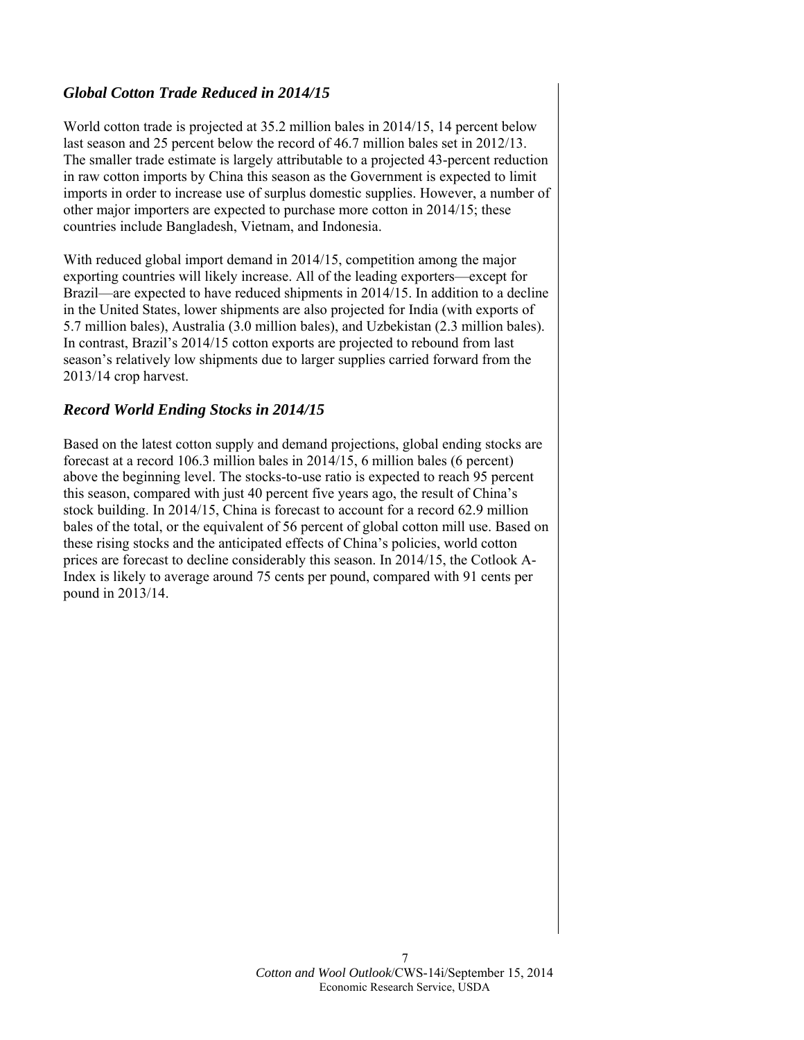### *Global Cotton Trade Reduced in 2014/15*

World cotton trade is projected at 35.2 million bales in 2014/15, 14 percent below last season and 25 percent below the record of 46.7 million bales set in 2012/13. The smaller trade estimate is largely attributable to a projected 43-percent reduction in raw cotton imports by China this season as the Government is expected to limit imports in order to increase use of surplus domestic supplies. However, a number of other major importers are expected to purchase more cotton in 2014/15; these countries include Bangladesh, Vietnam, and Indonesia.

With reduced global import demand in 2014/15, competition among the major exporting countries will likely increase. All of the leading exporters—except for Brazil—are expected to have reduced shipments in 2014/15. In addition to a decline in the United States, lower shipments are also projected for India (with exports of 5.7 million bales), Australia (3.0 million bales), and Uzbekistan (2.3 million bales). In contrast, Brazil's 2014/15 cotton exports are projected to rebound from last season's relatively low shipments due to larger supplies carried forward from the 2013/14 crop harvest.

### *Record World Ending Stocks in 2014/15*

Based on the latest cotton supply and demand projections, global ending stocks are forecast at a record 106.3 million bales in 2014/15, 6 million bales (6 percent) above the beginning level. The stocks-to-use ratio is expected to reach 95 percent this season, compared with just 40 percent five years ago, the result of China's stock building. In 2014/15, China is forecast to account for a record 62.9 million bales of the total, or the equivalent of 56 percent of global cotton mill use. Based on these rising stocks and the anticipated effects of China's policies, world cotton prices are forecast to decline considerably this season. In 2014/15, the Cotlook A-Index is likely to average around 75 cents per pound, compared with 91 cents per pound in 2013/14.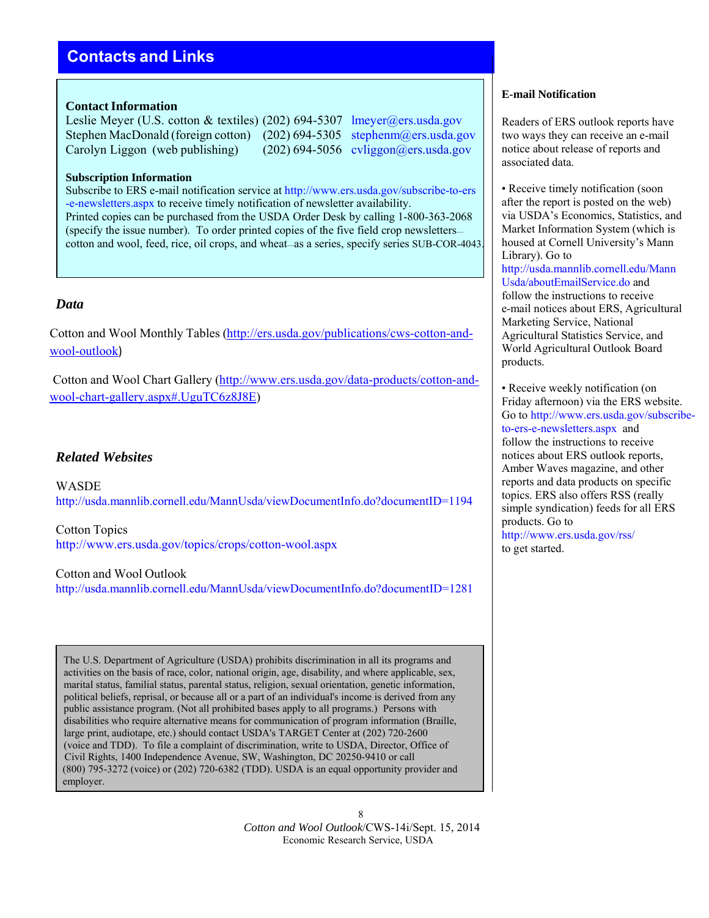## Contacts and Links

**Contact Information**

Leslie Meyer (U.S. cotton & textiles) (202) 694-5307 lmeyer@ers.usda.gov
Stephen MacDonald (foreign cotton) (202) 694-5305 stephenm@ers.usda.gov
Carolyn Liggon (web publishing) (202) 694-5056 cvliggon@ers.usda.gov

**Subscription Information**

Subscribe to ERS e-mail notification service at http://www.ers.usda.gov/subscribe-to-ers-e-newsletters.aspx to receive timely notification of newsletter availability.
Printed copies can be purchased from the USDA Order Desk by calling 1-800-363-2068 (specify the issue number). To order printed copies of the five field crop newsletters—cotton and wool, feed, rice, oil crops, and wheat—as a series, specify series SUB-COR-4043.

### *Data*

Cotton and Wool Monthly Tables (http://ers.usda.gov/publications/cws-cotton-and-wool-outlook)

Cotton and Wool Chart Gallery (http://www.ers.usda.gov/data-products/cotton-and-wool-chart-gallery.aspx#.UguTC6z8J8E)

### *Related Websites*

WASDE
http://usda.mannlib.cornell.edu/MannUsda/viewDocumentInfo.do?documentID=1194

Cotton Topics
http://www.ers.usda.gov/topics/crops/cotton-wool.aspx

Cotton and Wool Outlook
http://usda.mannlib.cornell.edu/MannUsda/viewDocumentInfo.do?documentID=1281

The U.S. Department of Agriculture (USDA) prohibits discrimination in all its programs and activities on the basis of race, color, national origin, age, disability, and where applicable, sex, marital status, familial status, parental status, religion, sexual orientation, genetic information, political beliefs, reprisal, or because all or a part of an individual's income is derived from any public assistance program. (Not all prohibited bases apply to all programs.) Persons with disabilities who require alternative means for communication of program information (Braille, large print, audiotape, etc.) should contact USDA's TARGET Center at (202) 720-2600 (voice and TDD). To file a complaint of discrimination, write to USDA, Director, Office of Civil Rights, 1400 Independence Avenue, SW, Washington, DC 20250-9410 or call (800) 795-3272 (voice) or (202) 720-6382 (TDD). USDA is an equal opportunity provider and employer.

**E-mail Notification**

Readers of ERS outlook reports have two ways they can receive an e-mail notice about release of reports and associated data.

- Receive timely notification (soon after the report is posted on the web) via USDA's Economics, Statistics, and Market Information System (which is housed at Cornell University's Mann Library). Go to http://usda.mannlib.cornell.edu/MannUsda/aboutEmailService.do and follow the instructions to receive e-mail notices about ERS, Agricultural Marketing Service, National Agricultural Statistics Service, and World Agricultural Outlook Board products.

- Receive weekly notification (on Friday afternoon) via the ERS website. Go to http://www.ers.usda.gov/subscribe-to-ers-e-newsletters.aspx and follow the instructions to receive notices about ERS outlook reports, Amber Waves magazine, and other reports and data products on specific topics. ERS also offers RSS (really simple syndication) feeds for all ERS products. Go to http://www.ers.usda.gov/rss/ to get started.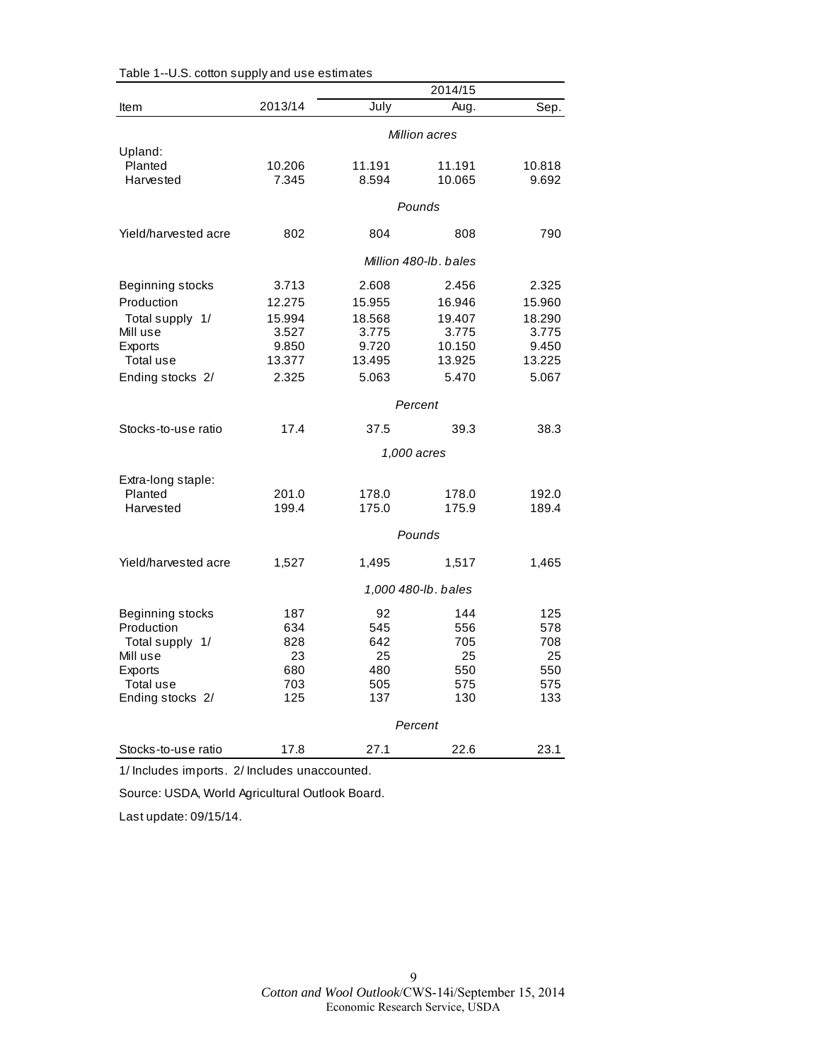Table 1--U.S. cotton supply and use estimates

| Item | 2013/14 | 2014/15 July | 2014/15 Aug. | 2014/15 Sep. |
|---|---|---|---|---|
| | | *Million acres* | | |
| Upland: | | | | |
| Planted | 10.206 | 11.191 | 11.191 | 10.818 |
| Harvested | 7.345 | 8.594 | 10.065 | 9.692 |
| | | *Pounds* | | |
| Yield/harvested acre | 802 | 804 | 808 | 790 |
| | | *Million 480-lb. bales* | | |
| Beginning stocks | 3.713 | 2.608 | 2.456 | 2.325 |
| Production | 12.275 | 15.955 | 16.946 | 15.960 |
| Total supply 1/ | 15.994 | 18.568 | 19.407 | 18.290 |
| Mill use | 3.527 | 3.775 | 3.775 | 3.775 |
| Exports | 9.850 | 9.720 | 10.150 | 9.450 |
| Total use | 13.377 | 13.495 | 13.925 | 13.225 |
| Ending stocks 2/ | 2.325 | 5.063 | 5.470 | 5.067 |
| | | *Percent* | | |
| Stocks-to-use ratio | 17.4 | 37.5 | 39.3 | 38.3 |
| | | *1,000 acres* | | |
| Extra-long staple: | | | | |
| Planted | 201.0 | 178.0 | 178.0 | 192.0 |
| Harvested | 199.4 | 175.0 | 175.9 | 189.4 |
| | | *Pounds* | | |
| Yield/harvested acre | 1,527 | 1,495 | 1,517 | 1,465 |
| | | *1,000 480-lb. bales* | | |
| Beginning stocks | 187 | 92 | 144 | 125 |
| Production | 634 | 545 | 556 | 578 |
| Total supply 1/ | 828 | 642 | 705 | 708 |
| Mill use | 23 | 25 | 25 | 25 |
| Exports | 680 | 480 | 550 | 550 |
| Total use | 703 | 505 | 575 | 575 |
| Ending stocks 2/ | 125 | 137 | 130 | 133 |
| | | *Percent* | | |
| Stocks-to-use ratio | 17.8 | 27.1 | 22.6 | 23.1 |

1/ Includes imports. 2/ Includes unaccounted.

Source: USDA, World Agricultural Outlook Board.

Last update: 09/15/14.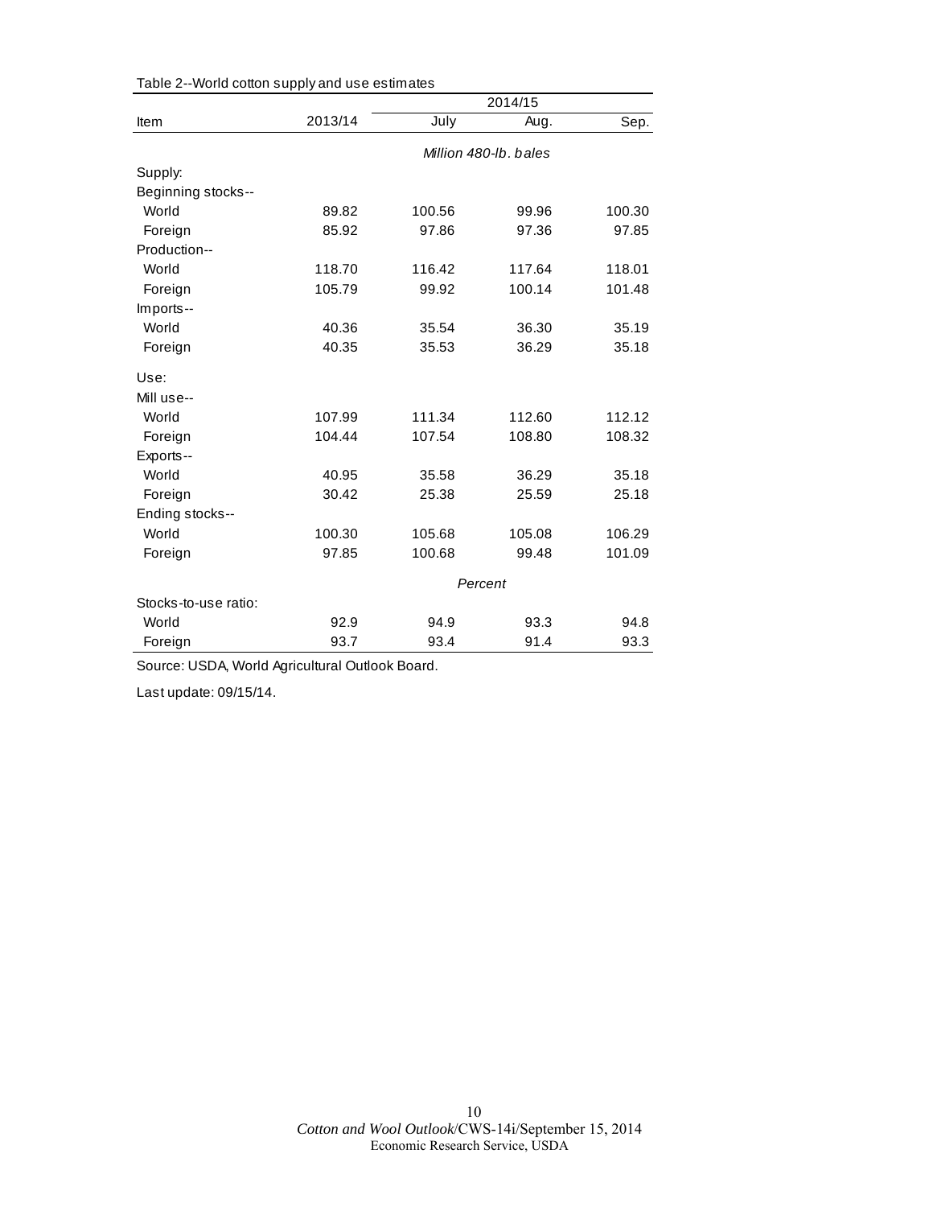Table 2--World cotton supply and use estimates

| Item | 2013/14 | 2014/15 | | |
|---|---|---|---|---|
| | | July | Aug. | Sep. |
| | *Million 480-lb. bales* | | | |
| Supply: | | | | |
| Beginning stocks-- | | | | |
| World | 89.82 | 100.56 | 99.96 | 100.30 |
| Foreign | 85.92 | 97.86 | 97.36 | 97.85 |
| Production-- | | | | |
| World | 118.70 | 116.42 | 117.64 | 118.01 |
| Foreign | 105.79 | 99.92 | 100.14 | 101.48 |
| Imports-- | | | | |
| World | 40.36 | 35.54 | 36.30 | 35.19 |
| Foreign | 40.35 | 35.53 | 36.29 | 35.18 |
| Use: | | | | |
| Mill use-- | | | | |
| World | 107.99 | 111.34 | 112.60 | 112.12 |
| Foreign | 104.44 | 107.54 | 108.80 | 108.32 |
| Exports-- | | | | |
| World | 40.95 | 35.58 | 36.29 | 35.18 |
| Foreign | 30.42 | 25.38 | 25.59 | 25.18 |
| Ending stocks-- | | | | |
| World | 100.30 | 105.68 | 105.08 | 106.29 |
| Foreign | 97.85 | 100.68 | 99.48 | 101.09 |
| | *Percent* | | | |
| Stocks-to-use ratio: | | | | |
| World | 92.9 | 94.9 | 93.3 | 94.8 |
| Foreign | 93.7 | 93.4 | 91.4 | 93.3 |

Source: USDA, World Agricultural Outlook Board.

Last update: 09/15/14.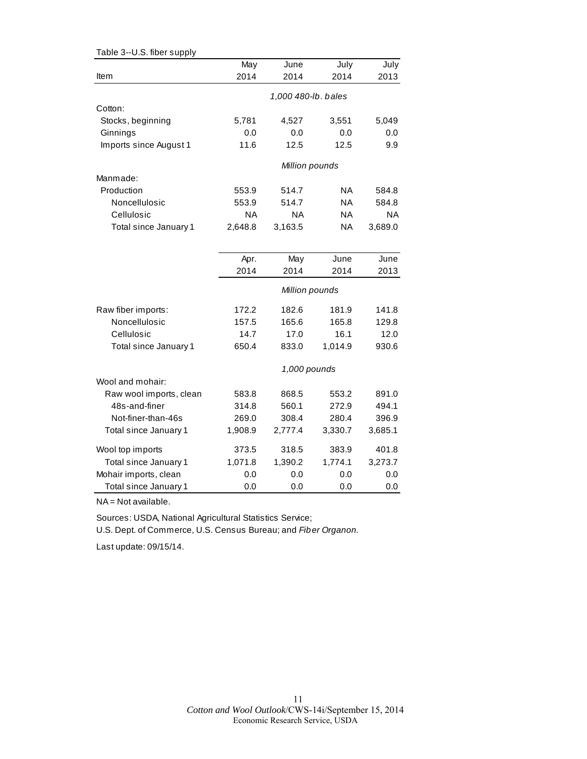Table 3--U.S. fiber supply

| Item | May 2014 | June 2014 | July 2014 | July 2013 |
|---|---|---|---|---|
| | *1,000 480-lb. bales* | | | |
| Cotton: | | | | |
| Stocks, beginning | 5,781 | 4,527 | 3,551 | 5,049 |
| Ginnings | 0.0 | 0.0 | 0.0 | 0.0 |
| Imports since August 1 | 11.6 | 12.5 | 12.5 | 9.9 |
| | *Million pounds* | | | |
| Manmade: | | | | |
| Production | 553.9 | 514.7 | NA | 584.8 |
| Noncellulosic | 553.9 | 514.7 | NA | 584.8 |
| Cellulosic | NA | NA | NA | NA |
| Total since January 1 | 2,648.8 | 3,163.5 | NA | 3,689.0 |

| Item | Apr. 2014 | May 2014 | June 2014 | June 2013 |
|---|---|---|---|---|
| | *Million pounds* | | | |
| Raw fiber imports: | 172.2 | 182.6 | 181.9 | 141.8 |
| Noncellulosic | 157.5 | 165.6 | 165.8 | 129.8 |
| Cellulosic | 14.7 | 17.0 | 16.1 | 12.0 |
| Total since January 1 | 650.4 | 833.0 | 1,014.9 | 930.6 |
| | *1,000 pounds* | | | |
| Wool and mohair: | | | | |
| Raw wool imports, clean | 583.8 | 868.5 | 553.2 | 891.0 |
| 48s-and-finer | 314.8 | 560.1 | 272.9 | 494.1 |
| Not-finer-than-46s | 269.0 | 308.4 | 280.4 | 396.9 |
| Total since January 1 | 1,908.9 | 2,777.4 | 3,330.7 | 3,685.1 |
| Wool top imports | 373.5 | 318.5 | 383.9 | 401.8 |
| Total since January 1 | 1,071.8 | 1,390.2 | 1,774.1 | 3,273.7 |
| Mohair imports, clean | 0.0 | 0.0 | 0.0 | 0.0 |
| Total since January 1 | 0.0 | 0.0 | 0.0 | 0.0 |

NA = Not available.

Sources: USDA, National Agricultural Statistics Service;
U.S. Dept. of Commerce, U.S. Census Bureau; and *Fiber Organon*.

Last update: 09/15/14.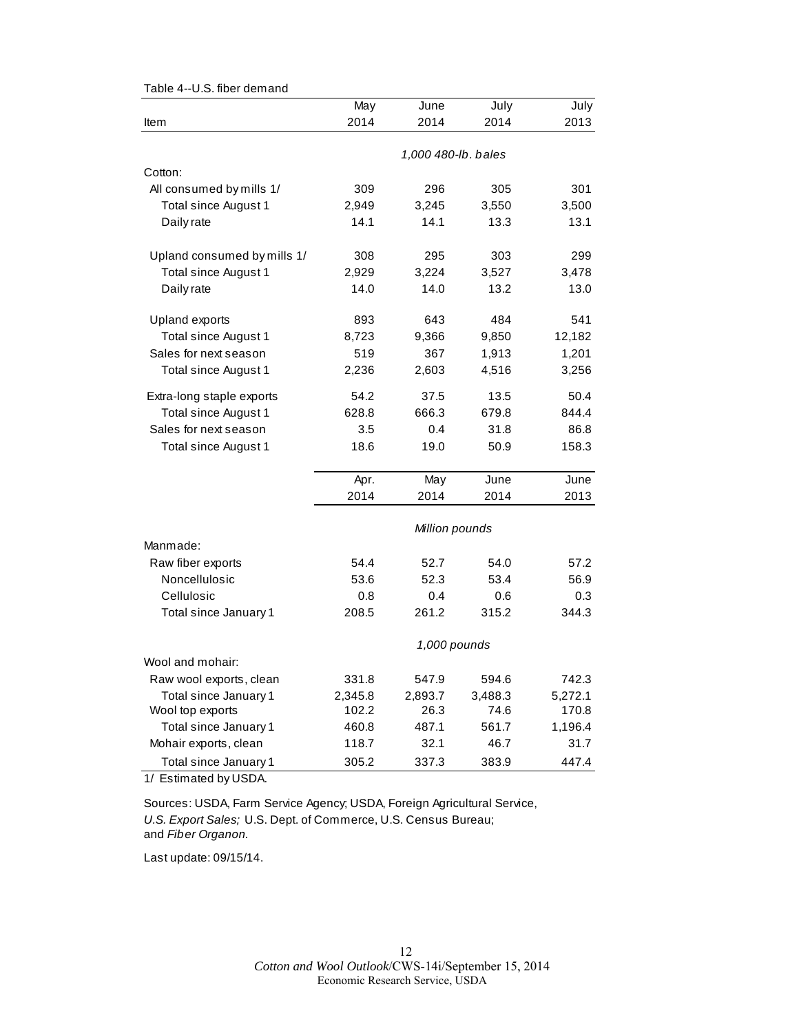Table 4--U.S. fiber demand

| Item | May 2014 | June 2014 | July 2014 | July 2013 |
|---|---|---|---|---|
| | 1,000 480-lb. bales | | | |
| Cotton: | | | | |
| All consumed by mills 1/ | 309 | 296 | 305 | 301 |
| Total since August 1 | 2,949 | 3,245 | 3,550 | 3,500 |
| Daily rate | 14.1 | 14.1 | 13.3 | 13.1 |
| Upland consumed by mills 1/ | 308 | 295 | 303 | 299 |
| Total since August 1 | 2,929 | 3,224 | 3,527 | 3,478 |
| Daily rate | 14.0 | 14.0 | 13.2 | 13.0 |
| Upland exports | 893 | 643 | 484 | 541 |
| Total since August 1 | 8,723 | 9,366 | 9,850 | 12,182 |
| Sales for next season | 519 | 367 | 1,913 | 1,201 |
| Total since August 1 | 2,236 | 2,603 | 4,516 | 3,256 |
| Extra-long staple exports | 54.2 | 37.5 | 13.5 | 50.4 |
| Total since August 1 | 628.8 | 666.3 | 679.8 | 844.4 |
| Sales for next season | 3.5 | 0.4 | 31.8 | 86.8 |
| Total since August 1 | 18.6 | 19.0 | 50.9 | 158.3 |
| | Apr. 2014 | May 2014 | June 2014 | June 2013 |
| | Million pounds | | | |
| Manmade: | | | | |
| Raw fiber exports | 54.4 | 52.7 | 54.0 | 57.2 |
| Noncellulosic | 53.6 | 52.3 | 53.4 | 56.9 |
| Cellulosic | 0.8 | 0.4 | 0.6 | 0.3 |
| Total since January 1 | 208.5 | 261.2 | 315.2 | 344.3 |
| | 1,000 pounds | | | |
| Wool and mohair: | | | | |
| Raw wool exports, clean | 331.8 | 547.9 | 594.6 | 742.3 |
| Total since January 1 | 2,345.8 | 2,893.7 | 3,488.3 | 5,272.1 |
| Wool top exports | 102.2 | 26.3 | 74.6 | 170.8 |
| Total since January 1 | 460.8 | 487.1 | 561.7 | 1,196.4 |
| Mohair exports, clean | 118.7 | 32.1 | 46.7 | 31.7 |
| Total since January 1 | 305.2 | 337.3 | 383.9 | 447.4 |

1/ Estimated by USDA.

Sources: USDA, Farm Service Agency; USDA, Foreign Agricultural Service, *U.S. Export Sales;* U.S. Dept. of Commerce, U.S. Census Bureau; and *Fiber Organon.*

Last update: 09/15/14.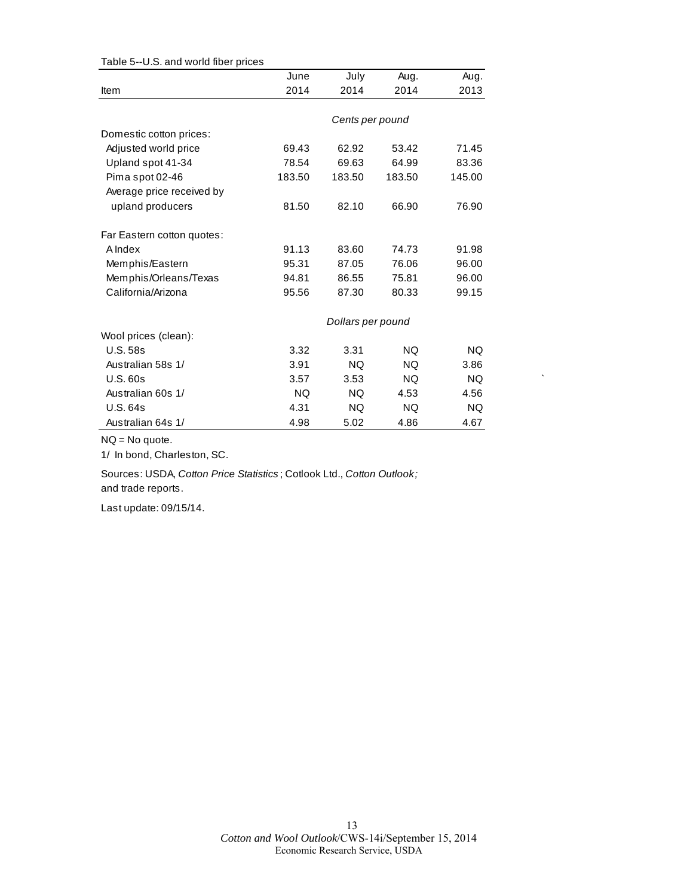Table 5--U.S. and world fiber prices

| Item | June 2014 | July 2014 | Aug. 2014 | Aug. 2013 |
|---|---|---|---|---|
| | *Cents per pound* | | | |
| Domestic cotton prices: | | | | |
| Adjusted world price | 69.43 | 62.92 | 53.42 | 71.45 |
| Upland spot 41-34 | 78.54 | 69.63 | 64.99 | 83.36 |
| Pima spot 02-46 | 183.50 | 183.50 | 183.50 | 145.00 |
| Average price received by upland producers | 81.50 | 82.10 | 66.90 | 76.90 |
| Far Eastern cotton quotes: | | | | |
| A Index | 91.13 | 83.60 | 74.73 | 91.98 |
| Memphis/Eastern | 95.31 | 87.05 | 76.06 | 96.00 |
| Memphis/Orleans/Texas | 94.81 | 86.55 | 75.81 | 96.00 |
| California/Arizona | 95.56 | 87.30 | 80.33 | 99.15 |
| | *Dollars per pound* | | | |
| Wool prices (clean): | | | | |
| U.S. 58s | 3.32 | 3.31 | NQ | NQ |
| Australian 58s 1/ | 3.91 | NQ | NQ | 3.86 |
| U.S. 60s | 3.57 | 3.53 | NQ | NQ |
| Australian 60s 1/ | NQ | NQ | 4.53 | 4.56 |
| U.S. 64s | 4.31 | NQ | NQ | NQ |
| Australian 64s 1/ | 4.98 | 5.02 | 4.86 | 4.67 |

NQ = No quote.

1/ In bond, Charleston, SC.

Sources: USDA, *Cotton Price Statistics*; Cotlook Ltd., *Cotton Outlook;* and trade reports.

Last update: 09/15/14.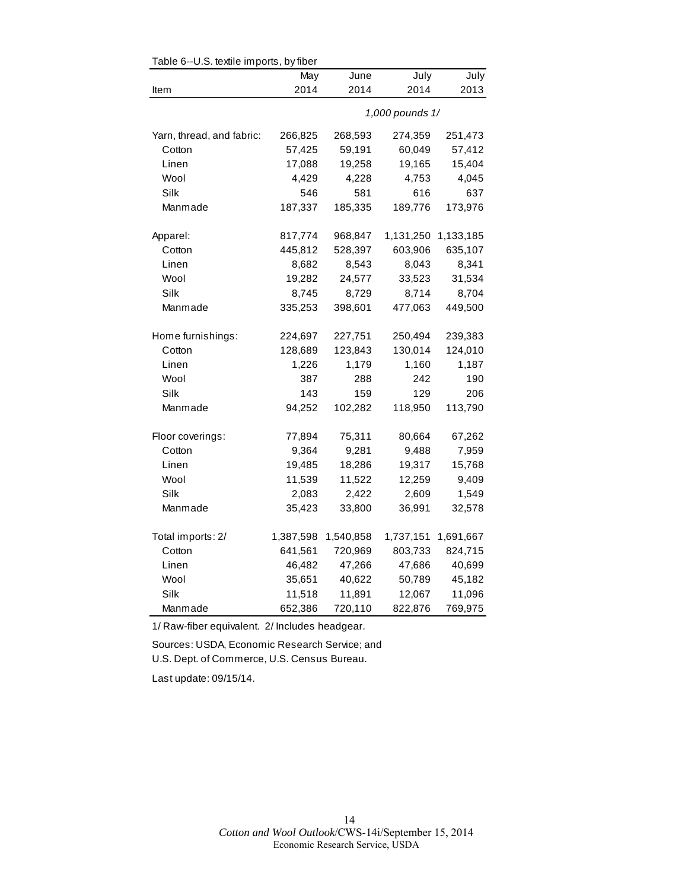Table 6--U.S. textile imports, by fiber

| Item | May 2014 | June 2014 | July 2014 | July 2013 |
|---|---|---|---|---|
| | | | *1,000 pounds 1/* | |
| Yarn, thread, and fabric: | 266,825 | 268,593 | 274,359 | 251,473 |
| Cotton | 57,425 | 59,191 | 60,049 | 57,412 |
| Linen | 17,088 | 19,258 | 19,165 | 15,404 |
| Wool | 4,429 | 4,228 | 4,753 | 4,045 |
| Silk | 546 | 581 | 616 | 637 |
| Manmade | 187,337 | 185,335 | 189,776 | 173,976 |
| Apparel: | 817,774 | 968,847 | 1,131,250 | 1,133,185 |
| Cotton | 445,812 | 528,397 | 603,906 | 635,107 |
| Linen | 8,682 | 8,543 | 8,043 | 8,341 |
| Wool | 19,282 | 24,577 | 33,523 | 31,534 |
| Silk | 8,745 | 8,729 | 8,714 | 8,704 |
| Manmade | 335,253 | 398,601 | 477,063 | 449,500 |
| Home furnishings: | 224,697 | 227,751 | 250,494 | 239,383 |
| Cotton | 128,689 | 123,843 | 130,014 | 124,010 |
| Linen | 1,226 | 1,179 | 1,160 | 1,187 |
| Wool | 387 | 288 | 242 | 190 |
| Silk | 143 | 159 | 129 | 206 |
| Manmade | 94,252 | 102,282 | 118,950 | 113,790 |
| Floor coverings: | 77,894 | 75,311 | 80,664 | 67,262 |
| Cotton | 9,364 | 9,281 | 9,488 | 7,959 |
| Linen | 19,485 | 18,286 | 19,317 | 15,768 |
| Wool | 11,539 | 11,522 | 12,259 | 9,409 |
| Silk | 2,083 | 2,422 | 2,609 | 1,549 |
| Manmade | 35,423 | 33,800 | 36,991 | 32,578 |
| Total imports: 2/ | 1,387,598 | 1,540,858 | 1,737,151 | 1,691,667 |
| Cotton | 641,561 | 720,969 | 803,733 | 824,715 |
| Linen | 46,482 | 47,266 | 47,686 | 40,699 |
| Wool | 35,651 | 40,622 | 50,789 | 45,182 |
| Silk | 11,518 | 11,891 | 12,067 | 11,096 |
| Manmade | 652,386 | 720,110 | 822,876 | 769,975 |

1/ Raw-fiber equivalent. 2/ Includes headgear.

Sources: USDA, Economic Research Service; and U.S. Dept. of Commerce, U.S. Census Bureau.

Last update: 09/15/14.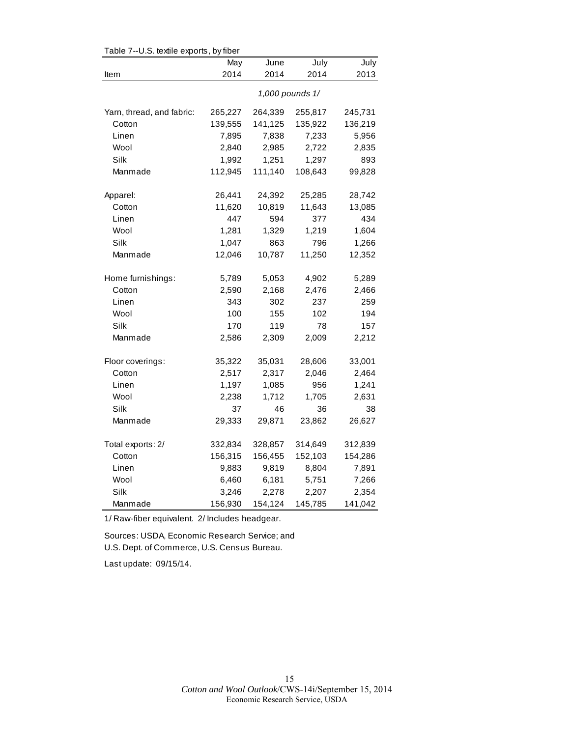Table 7--U.S. textile exports, by fiber

| Item | May 2014 | June 2014 | July 2014 | July 2013 |
|---|---|---|---|---|
| | *1,000 pounds 1/* | | | |
| Yarn, thread, and fabric: | 265,227 | 264,339 | 255,817 | 245,731 |
| Cotton | 139,555 | 141,125 | 135,922 | 136,219 |
| Linen | 7,895 | 7,838 | 7,233 | 5,956 |
| Wool | 2,840 | 2,985 | 2,722 | 2,835 |
| Silk | 1,992 | 1,251 | 1,297 | 893 |
| Manmade | 112,945 | 111,140 | 108,643 | 99,828 |
| Apparel: | 26,441 | 24,392 | 25,285 | 28,742 |
| Cotton | 11,620 | 10,819 | 11,643 | 13,085 |
| Linen | 447 | 594 | 377 | 434 |
| Wool | 1,281 | 1,329 | 1,219 | 1,604 |
| Silk | 1,047 | 863 | 796 | 1,266 |
| Manmade | 12,046 | 10,787 | 11,250 | 12,352 |
| Home furnishings: | 5,789 | 5,053 | 4,902 | 5,289 |
| Cotton | 2,590 | 2,168 | 2,476 | 2,466 |
| Linen | 343 | 302 | 237 | 259 |
| Wool | 100 | 155 | 102 | 194 |
| Silk | 170 | 119 | 78 | 157 |
| Manmade | 2,586 | 2,309 | 2,009 | 2,212 |
| Floor coverings: | 35,322 | 35,031 | 28,606 | 33,001 |
| Cotton | 2,517 | 2,317 | 2,046 | 2,464 |
| Linen | 1,197 | 1,085 | 956 | 1,241 |
| Wool | 2,238 | 1,712 | 1,705 | 2,631 |
| Silk | 37 | 46 | 36 | 38 |
| Manmade | 29,333 | 29,871 | 23,862 | 26,627 |
| Total exports: 2/ | 332,834 | 328,857 | 314,649 | 312,839 |
| Cotton | 156,315 | 156,455 | 152,103 | 154,286 |
| Linen | 9,883 | 9,819 | 8,804 | 7,891 |
| Wool | 6,460 | 6,181 | 5,751 | 7,266 |
| Silk | 3,246 | 2,278 | 2,207 | 2,354 |
| Manmade | 156,930 | 154,124 | 145,785 | 141,042 |

1/ Raw-fiber equivalent. 2/ Includes headgear.

Sources: USDA, Economic Research Service; and
U.S. Dept. of Commerce, U.S. Census Bureau.

Last update: 09/15/14.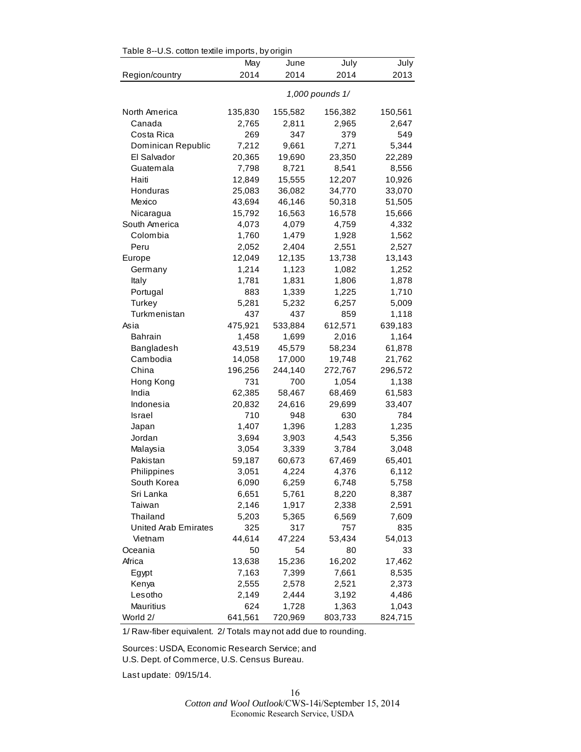Table 8--U.S. cotton textile imports, by origin

| Region/country | May 2014 | June 2014 | July 2014 | July 2013 |
|---|---|---|---|---|
| | | | 1,000 pounds 1/ | |
| North America | 135,830 | 155,582 | 156,382 | 150,561 |
| Canada | 2,765 | 2,811 | 2,965 | 2,647 |
| Costa Rica | 269 | 347 | 379 | 549 |
| Dominican Republic | 7,212 | 9,661 | 7,271 | 5,344 |
| El Salvador | 20,365 | 19,690 | 23,350 | 22,289 |
| Guatemala | 7,798 | 8,721 | 8,541 | 8,556 |
| Haiti | 12,849 | 15,555 | 12,207 | 10,926 |
| Honduras | 25,083 | 36,082 | 34,770 | 33,070 |
| Mexico | 43,694 | 46,146 | 50,318 | 51,505 |
| Nicaragua | 15,792 | 16,563 | 16,578 | 15,666 |
| South America | 4,073 | 4,079 | 4,759 | 4,332 |
| Colombia | 1,760 | 1,479 | 1,928 | 1,562 |
| Peru | 2,052 | 2,404 | 2,551 | 2,527 |
| Europe | 12,049 | 12,135 | 13,738 | 13,143 |
| Germany | 1,214 | 1,123 | 1,082 | 1,252 |
| Italy | 1,781 | 1,831 | 1,806 | 1,878 |
| Portugal | 883 | 1,339 | 1,225 | 1,710 |
| Turkey | 5,281 | 5,232 | 6,257 | 5,009 |
| Turkmenistan | 437 | 437 | 859 | 1,118 |
| Asia | 475,921 | 533,884 | 612,571 | 639,183 |
| Bahrain | 1,458 | 1,699 | 2,016 | 1,164 |
| Bangladesh | 43,519 | 45,579 | 58,234 | 61,878 |
| Cambodia | 14,058 | 17,000 | 19,748 | 21,762 |
| China | 196,256 | 244,140 | 272,767 | 296,572 |
| Hong Kong | 731 | 700 | 1,054 | 1,138 |
| India | 62,385 | 58,467 | 68,469 | 61,583 |
| Indonesia | 20,832 | 24,616 | 29,699 | 33,407 |
| Israel | 710 | 948 | 630 | 784 |
| Japan | 1,407 | 1,396 | 1,283 | 1,235 |
| Jordan | 3,694 | 3,903 | 4,543 | 5,356 |
| Malaysia | 3,054 | 3,339 | 3,784 | 3,048 |
| Pakistan | 59,187 | 60,673 | 67,469 | 65,401 |
| Philippines | 3,051 | 4,224 | 4,376 | 6,112 |
| South Korea | 6,090 | 6,259 | 6,748 | 5,758 |
| Sri Lanka | 6,651 | 5,761 | 8,220 | 8,387 |
| Taiwan | 2,146 | 1,917 | 2,338 | 2,591 |
| Thailand | 5,203 | 5,365 | 6,569 | 7,609 |
| United Arab Emirates | 325 | 317 | 757 | 835 |
| Vietnam | 44,614 | 47,224 | 53,434 | 54,013 |
| Oceania | 50 | 54 | 80 | 33 |
| Africa | 13,638 | 15,236 | 16,202 | 17,462 |
| Egypt | 7,163 | 7,399 | 7,661 | 8,535 |
| Kenya | 2,555 | 2,578 | 2,521 | 2,373 |
| Lesotho | 2,149 | 2,444 | 3,192 | 4,486 |
| Mauritius | 624 | 1,728 | 1,363 | 1,043 |
| World 2/ | 641,561 | 720,969 | 803,733 | 824,715 |

1/ Raw-fiber equivalent. 2/ Totals may not add due to rounding.

Sources: USDA, Economic Research Service; and U.S. Dept. of Commerce, U.S. Census Bureau.

Last update: 09/15/14.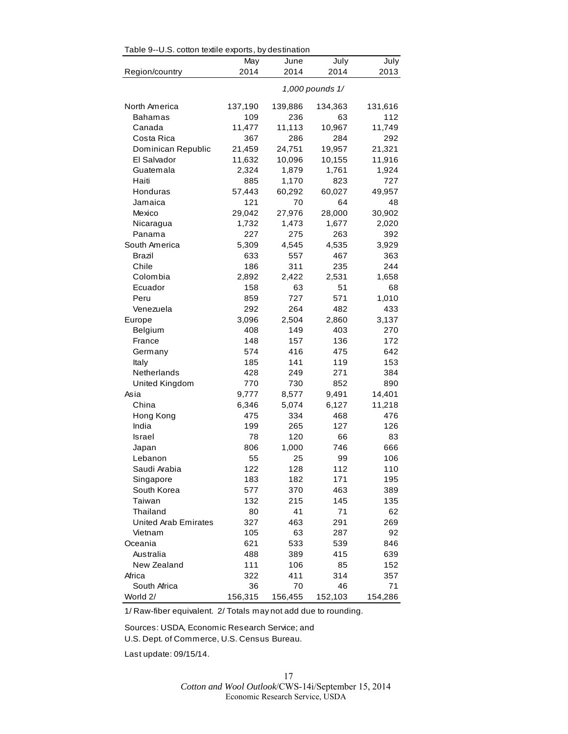Table 9--U.S. cotton textile exports, by destination

| Region/country | May 2014 | June 2014 | July 2014 | July 2013 |
|---|---|---|---|---|
| | *1,000 pounds 1/* | | | |
| North America | 137,190 | 139,886 | 134,363 | 131,616 |
| Bahamas | 109 | 236 | 63 | 112 |
| Canada | 11,477 | 11,113 | 10,967 | 11,749 |
| Costa Rica | 367 | 286 | 284 | 292 |
| Dominican Republic | 21,459 | 24,751 | 19,957 | 21,321 |
| El Salvador | 11,632 | 10,096 | 10,155 | 11,916 |
| Guatemala | 2,324 | 1,879 | 1,761 | 1,924 |
| Haiti | 885 | 1,170 | 823 | 727 |
| Honduras | 57,443 | 60,292 | 60,027 | 49,957 |
| Jamaica | 121 | 70 | 64 | 48 |
| Mexico | 29,042 | 27,976 | 28,000 | 30,902 |
| Nicaragua | 1,732 | 1,473 | 1,677 | 2,020 |
| Panama | 227 | 275 | 263 | 392 |
| South America | 5,309 | 4,545 | 4,535 | 3,929 |
| Brazil | 633 | 557 | 467 | 363 |
| Chile | 186 | 311 | 235 | 244 |
| Colombia | 2,892 | 2,422 | 2,531 | 1,658 |
| Ecuador | 158 | 63 | 51 | 68 |
| Peru | 859 | 727 | 571 | 1,010 |
| Venezuela | 292 | 264 | 482 | 433 |
| Europe | 3,096 | 2,504 | 2,860 | 3,137 |
| Belgium | 408 | 149 | 403 | 270 |
| France | 148 | 157 | 136 | 172 |
| Germany | 574 | 416 | 475 | 642 |
| Italy | 185 | 141 | 119 | 153 |
| Netherlands | 428 | 249 | 271 | 384 |
| United Kingdom | 770 | 730 | 852 | 890 |
| Asia | 9,777 | 8,577 | 9,491 | 14,401 |
| China | 6,346 | 5,074 | 6,127 | 11,218 |
| Hong Kong | 475 | 334 | 468 | 476 |
| India | 199 | 265 | 127 | 126 |
| Israel | 78 | 120 | 66 | 83 |
| Japan | 806 | 1,000 | 746 | 666 |
| Lebanon | 55 | 25 | 99 | 106 |
| Saudi Arabia | 122 | 128 | 112 | 110 |
| Singapore | 183 | 182 | 171 | 195 |
| South Korea | 577 | 370 | 463 | 389 |
| Taiwan | 132 | 215 | 145 | 135 |
| Thailand | 80 | 41 | 71 | 62 |
| United Arab Emirates | 327 | 463 | 291 | 269 |
| Vietnam | 105 | 63 | 287 | 92 |
| Oceania | 621 | 533 | 539 | 846 |
| Australia | 488 | 389 | 415 | 639 |
| New Zealand | 111 | 106 | 85 | 152 |
| Africa | 322 | 411 | 314 | 357 |
| South Africa | 36 | 70 | 46 | 71 |
| World 2/ | 156,315 | 156,455 | 152,103 | 154,286 |

1/ Raw-fiber equivalent. 2/ Totals may not add due to rounding.

Sources: USDA, Economic Research Service; and U.S. Dept. of Commerce, U.S. Census Bureau.

Last update: 09/15/14.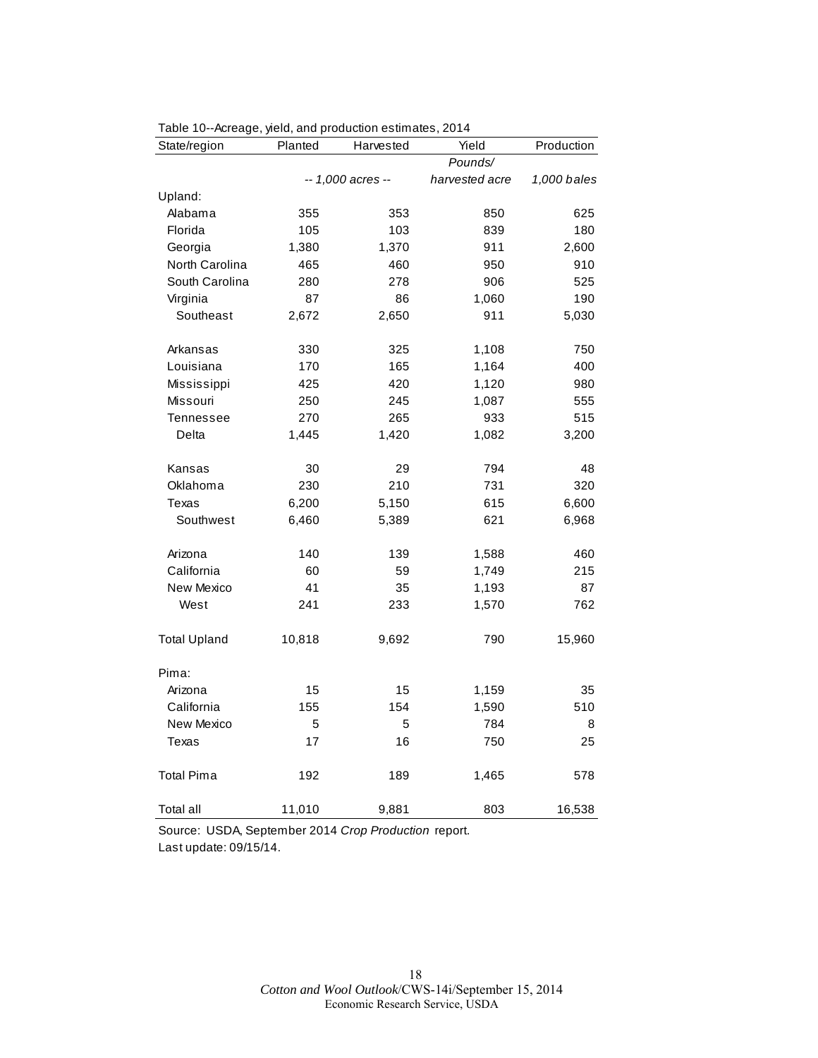Table 10--Acreage, yield, and production estimates, 2014

| State/region | Planted | Harvested | Yield | Production |
|---|---|---|---|---|
| | | | *Pounds/* | |
| | *-- 1,000 acres --* | | *harvested acre* | *1,000 bales* |
| Upland: | | | | |
| Alabama | 355 | 353 | 850 | 625 |
| Florida | 105 | 103 | 839 | 180 |
| Georgia | 1,380 | 1,370 | 911 | 2,600 |
| North Carolina | 465 | 460 | 950 | 910 |
| South Carolina | 280 | 278 | 906 | 525 |
| Virginia | 87 | 86 | 1,060 | 190 |
| Southeast | 2,672 | 2,650 | 911 | 5,030 |
| | | | | |
| Arkansas | 330 | 325 | 1,108 | 750 |
| Louisiana | 170 | 165 | 1,164 | 400 |
| Mississippi | 425 | 420 | 1,120 | 980 |
| Missouri | 250 | 245 | 1,087 | 555 |
| Tennessee | 270 | 265 | 933 | 515 |
| Delta | 1,445 | 1,420 | 1,082 | 3,200 |
| | | | | |
| Kansas | 30 | 29 | 794 | 48 |
| Oklahoma | 230 | 210 | 731 | 320 |
| Texas | 6,200 | 5,150 | 615 | 6,600 |
| Southwest | 6,460 | 5,389 | 621 | 6,968 |
| | | | | |
| Arizona | 140 | 139 | 1,588 | 460 |
| California | 60 | 59 | 1,749 | 215 |
| New Mexico | 41 | 35 | 1,193 | 87 |
| West | 241 | 233 | 1,570 | 762 |
| | | | | |
| Total Upland | 10,818 | 9,692 | 790 | 15,960 |
| | | | | |
| Pima: | | | | |
| Arizona | 15 | 15 | 1,159 | 35 |
| California | 155 | 154 | 1,590 | 510 |
| New Mexico | 5 | 5 | 784 | 8 |
| Texas | 17 | 16 | 750 | 25 |
| | | | | |
| Total Pima | 192 | 189 | 1,465 | 578 |
| | | | | |
| Total all | 11,010 | 9,881 | 803 | 16,538 |

Source: USDA, September 2014 *Crop Production* report.

Last update: 09/15/14.